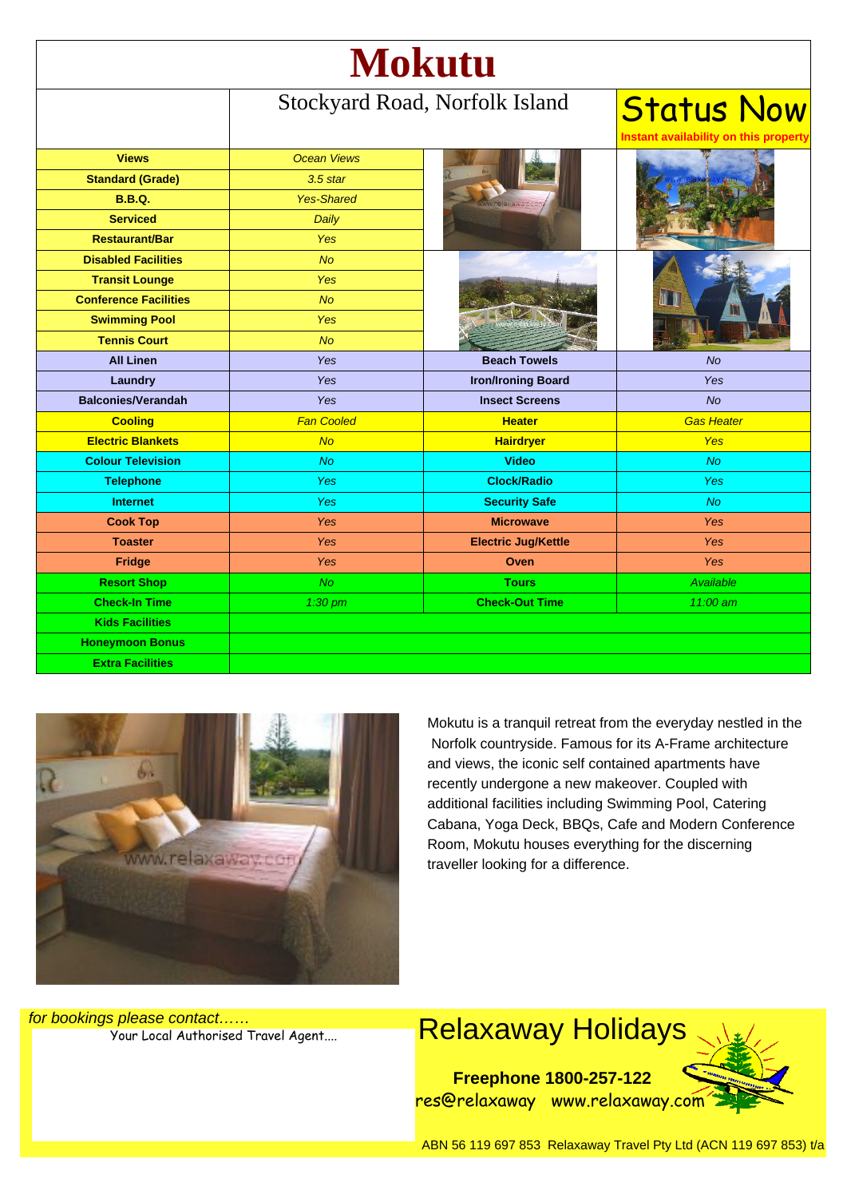# Mokutu

Stockyard Road, Norfolk Island

**Status Now**

**Instant availability on this property**

| Feature | Detail | Feature | Detail |
|---|---|---|---|
| **Views** | *Ocean Views* | | |
| **Standard (Grade)** | *3.5 star* | | |
| **B.B.Q.** | *Yes-Shared* | | |
| **Serviced** | *Daily* | | |
| **Restaurant/Bar** | *Yes* | | |
| **Disabled Facilities** | *No* | | |
| **Transit Lounge** | *Yes* | | |
| **Conference Facilities** | *No* | | |
| **Swimming Pool** | *Yes* | | |
| **Tennis Court** | *No* | | |
| **All Linen** | *Yes* | **Beach Towels** | *No* |
| **Laundry** | *Yes* | **Iron/Ironing Board** | *Yes* |
| **Balconies/Verandah** | *Yes* | **Insect Screens** | *No* |
| **Cooling** | *Fan Cooled* | **Heater** | *Gas Heater* |
| **Electric Blankets** | *No* | **Hairdryer** | *Yes* |
| **Colour Television** | *No* | **Video** | *No* |
| **Telephone** | *Yes* | **Clock/Radio** | *Yes* |
| **Internet** | *Yes* | **Security Safe** | *No* |
| **Cook Top** | *Yes* | **Microwave** | *Yes* |
| **Toaster** | *Yes* | **Electric Jug/Kettle** | *Yes* |
| **Fridge** | *Yes* | **Oven** | *Yes* |
| **Resort Shop** | *No* | **Tours** | *Available* |
| **Check-In Time** | *1:30 pm* | **Check-Out Time** | *11:00 am* |
| **Kids Facilities** | | | |
| **Honeymoon Bonus** | | | |
| **Extra Facilities** | | | |

Mokutu is a tranquil retreat from the everyday nestled in the Norfolk countryside. Famous for its A-Frame architecture and views, the iconic self contained apartments have recently undergone a new makeover. Coupled with additional facilities including Swimming Pool, Catering Cabana, Yoga Deck, BBQs, Cafe and Modern Conference Room, Mokutu houses everything for the discerning traveller looking for a difference.

*for bookings please contact……*

Your Local Authorised Travel Agent....

## Relaxaway Holidays

**Freephone 1800-257-122**

res@relaxaway www.relaxaway.com

ABN 56 119 697 853 Relaxaway Travel Pty Ltd (ACN 119 697 853) t/a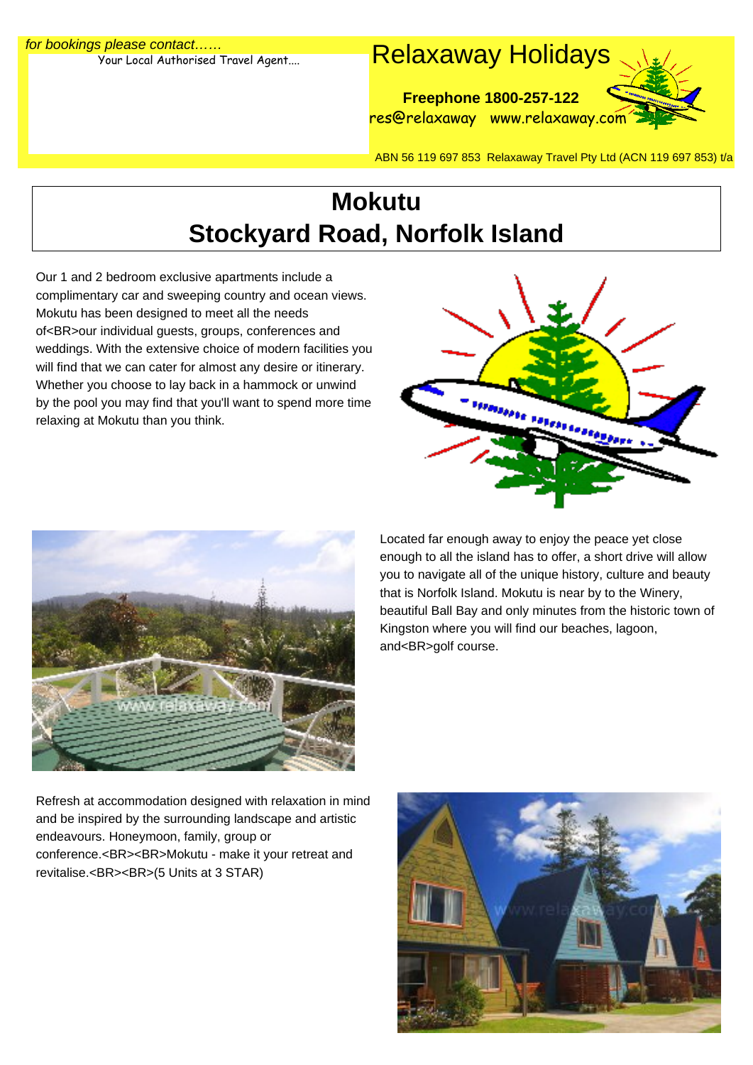*for bookings please contact……*

Your Local Authorised Travel Agent....

Relaxaway Holidays

**Freephone 1800-257-122**

res@relaxaway www.relaxaway.com

ABN 56 119 697 853 Relaxaway Travel Pty Ltd (ACN 119 697 853) t/a

# Mokutu
# Stockyard Road, Norfolk Island

Our 1 and 2 bedroom exclusive apartments include a complimentary car and sweeping country and ocean views. Mokutu has been designed to meet all the needs of<BR>our individual guests, groups, conferences and weddings. With the extensive choice of modern facilities you will find that we can cater for almost any desire or itinerary. Whether you choose to lay back in a hammock or unwind by the pool you may find that you'll want to spend more time relaxing at Mokutu than you think.

Located far enough away to enjoy the peace yet close enough to all the island has to offer, a short drive will allow you to navigate all of the unique history, culture and beauty that is Norfolk Island. Mokutu is near by to the Winery, beautiful Ball Bay and only minutes from the historic town of Kingston where you will find our beaches, lagoon, and<BR>golf course.

Refresh at accommodation designed with relaxation in mind and be inspired by the surrounding landscape and artistic endeavours. Honeymoon, family, group or conference.<BR><BR>Mokutu - make it your retreat and revitalise.<BR><BR>(5 Units at 3 STAR)